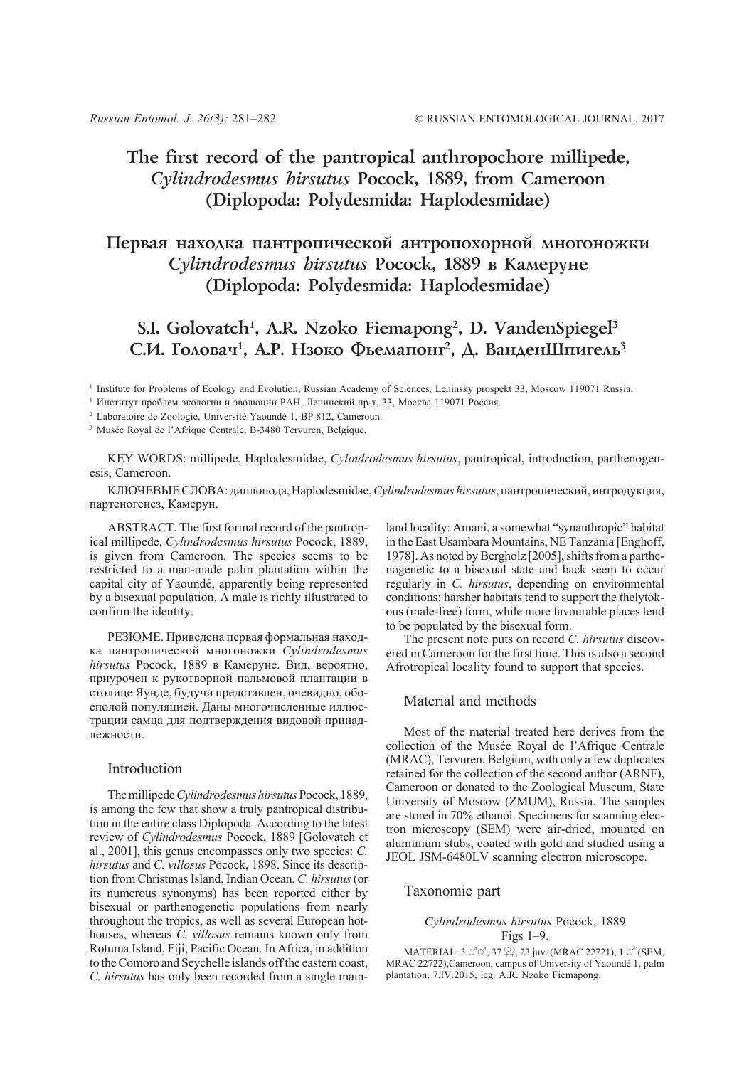# The first record of the pantropical anthropochore millipede, *Cylindrodesmus hirsutus* Pocock, 1889, from Cameroon (Diplopoda: Polydesmida: Haplodesmidae)

# Первая находка пантропической антропохорной многоножки *Cylindrodesmus hirsutus* Pocock, 1889 в Камеруне (Diplopoda: Polydesmida: Haplodesmidae)

## S.I. Golovatch[1], A.R. Nzoko Fiemapong[2], D. VandenSpiegel[3]
## С.И. Головач[1], А.Р. Нзоко Фьемапонг[2], Д. ВанденШпигель[3]

[1] Institute for Problems of Ecology and Evolution, Russian Academy of Sciences, Leninsky prospekt 33, Moscow 119071 Russia.

[1] Институт проблем экологии и эволюции РАН, Ленинский пр-т, 33, Москва 119071 Россия.

[2] Laboratoire de Zoologie, Université Yaoundé 1, BP 812, Cameroun.

[3] Musée Royal de l'Afrique Centrale, B-3480 Tervuren, Belgique.

KEY WORDS: millipede, Haplodesmidae, *Cylindrodesmus hirsutus*, pantropical, introduction, parthenogenesis, Cameroon.

КЛЮЧЕВЫЕ СЛОВА: диплопода, Haplodesmidae, *Cylindrodesmus hirsutus*, пантропический, интродукция, партеногенез, Камерун.

ABSTRACT. The first formal record of the pantropical millipede, *Cylindrodesmus hirsutus* Pocock, 1889, is given from Cameroon. The species seems to be restricted to a man-made palm plantation within the capital city of Yaoundé, apparently being represented by a bisexual population. A male is richly illustrated to confirm the identity.

РЕЗЮМЕ. Приведена первая формальная находка пантропической многоножки *Cylindrodesmus hirsutus* Pocock, 1889 в Камеруне. Вид, вероятно, приурочен к рукотворной пальмовой плантации в столице Яунде, будучи представлен, очевидно, обоеполой популяцией. Даны многочисленные иллюстрации самца для подтверждения видовой принадлежности.

## Introduction

The millipede *Cylindrodesmus hirsutus* Pocock, 1889, is among the few that show a truly pantropical distribution in the entire class Diplopoda. According to the latest review of *Cylindrodesmus* Pocock, 1889 [Golovatch et al., 2001], this genus encompasses only two species: *C. hirsutus* and *C. villosus* Pocock, 1898. Since its description from Christmas Island, Indian Ocean, *C. hirsutus* (or its numerous synonyms) has been reported either by bisexual or parthenogenetic populations from nearly throughout the tropics, as well as several European hothouses, whereas *C. villosus* remains known only from Rotuma Island, Fiji, Pacific Ocean. In Africa, in addition to the Comoro and Seychelle islands off the eastern coast, *C. hirsutus* has only been recorded from a single mainland locality: Amani, a somewhat "synanthropic" habitat in the East Usambara Mountains, NE Tanzania [Enghoff, 1978]. As noted by Bergholz [2005], shifts from a parthenogenetic to a bisexual state and back seem to occur regularly in *C. hirsutus*, depending on environmental conditions: harsher habitats tend to support the thelytokous (male-free) form, while more favourable places tend to be populated by the bisexual form.

The present note puts on record *C. hirsutus* discovered in Cameroon for the first time. This is also a second Afrotropical locality found to support that species.

## Material and methods

Most of the material treated here derives from the collection of the Musée Royal de l'Afrique Centrale (MRAC), Tervuren, Belgium, with only a few duplicates retained for the collection of the second author (ARNF), Cameroon or donated to the Zoological Museum, State University of Moscow (ZMUM), Russia. The samples are stored in 70% ethanol. Specimens for scanning electron microscopy (SEM) were air-dried, mounted on aluminium stubs, coated with gold and studied using a JEOL JSM-6480LV scanning electron microscope.

## Taxonomic part

*Cylindrodesmus hirsutus* Pocock, 1889

Figs 1–9.

MATERIAL. 3 ♂♂, 37 ♀♀, 23 juv. (MRAC 22721), 1 ♂ (SEM, MRAC 22722),Cameroon, campus of University of Yaoundé 1, palm plantation, 7.IV.2015, leg. A.R. Nzoko Fiemapong.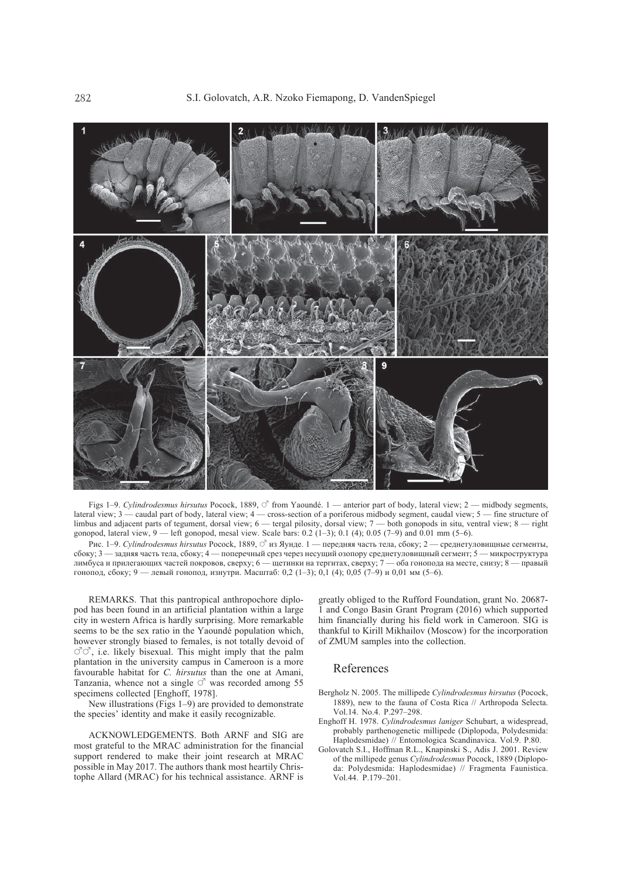Figs 1–9. *Cylindrodesmus hirsutus* Pocock, 1889, ♂ from Yaoundé. 1 — anterior part of body, lateral view; 2 — midbody segments, lateral view; 3 — caudal part of body, lateral view; 4 — cross-section of a poriferous midbody segment, caudal view; 5 — fine structure of limbus and adjacent parts of tegument, dorsal view; 6 — tergal pilosity, dorsal view; 7 — both gonopods in situ, ventral view; 8 — right gonopod, lateral view, 9 — left gonopod, mesal view. Scale bars: 0.2 (1–3); 0.1 (4); 0.05 (7–9) and 0.01 mm (5–6).

Рис. 1–9. *Cylindrodesmus hirsutus* Pocock, 1889, ♂ из Яунде. 1 — передняя часть тела, сбоку; 2 — среднетуловищные сегменты, сбоку; 3 — задняя часть тела, сбоку; 4 — поперечный срез через несущий озопору среднетуловищный сегмент; 5 — микроструктура лимбуса и прилегающих частей покровов, сверху; 6 — щетинки на тергитах, сверху; 7 — оба гонопода на месте, снизу; 8 — правый гонопод, сбоку; 9 — левый гонопод, изнутри. Масштаб: 0,2 (1–3); 0,1 (4); 0,05 (7–9) и 0,01 мм (5–6).

REMARKS. That this pantropical anthropochore diplopod has been found in an artificial plantation within a large city in western Africa is hardly surprising. More remarkable seems to be the sex ratio in the Yaoundé population which, however strongly biased to females, is not totally devoid of ♂♂, i.e. likely bisexual. This might imply that the palm plantation in the university campus in Cameroon is a more favourable habitat for *C. hirsutus* than the one at Amani, Tanzania, whence not a single ♂ was recorded among 55 specimens collected [Enghoff, 1978].

New illustrations (Figs 1–9) are provided to demonstrate the species' identity and make it easily recognizable.

ACKNOWLEDGEMENTS. Both ARNF and SIG are most grateful to the MRAC administration for the financial support rendered to make their joint research at MRAC possible in May 2017. The authors thank most heartily Christophe Allard (MRAC) for his technical assistance. ARNF is greatly obliged to the Rufford Foundation, grant No. 20687-1 and Congo Basin Grant Program (2016) which supported him financially during his field work in Cameroon. SIG is thankful to Kirill Mikhailov (Moscow) for the incorporation of ZMUM samples into the collection.

## References

Bergholz N. 2005. The millipede *Cylindrodesmus hirsutus* (Pocock, 1889), new to the fauna of Costa Rica // Arthropoda Selecta. Vol.14. No.4. P.297–298.

Enghoff H. 1978. *Cylindrodesmus laniger* Schubart, a widespread, probably parthenogenetic millipede (Diplopoda, Polydesmida: Haplodesmidae) // Entomologica Scandinavica. Vol.9. P.80.

Golovatch S.I., Hoffman R.L., Knapinski S., Adis J. 2001. Review of the millipede genus *Cylindrodesmus* Pocock, 1889 (Diplopoda: Polydesmida: Haplodesmidae) // Fragmenta Faunistica. Vol.44. P.179–201.